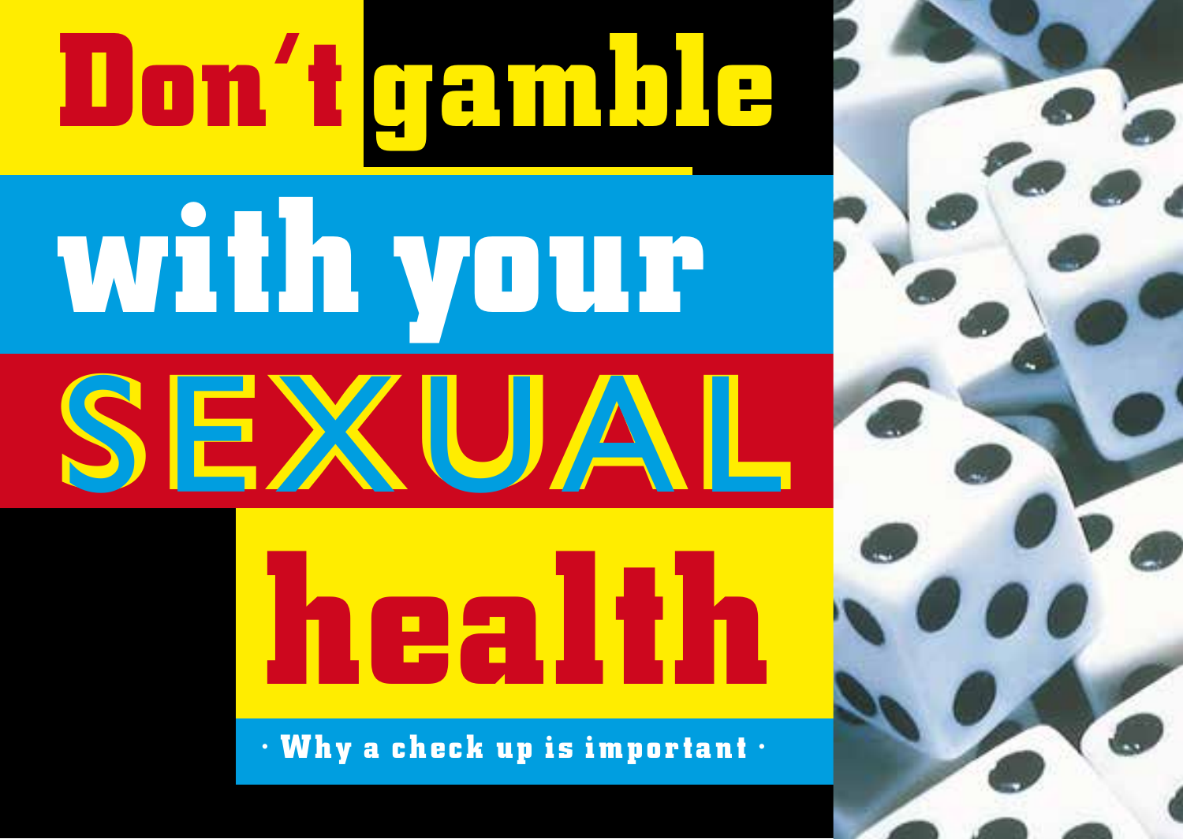# Don't gamble with your SEXUAL health

· Why a check up is important ·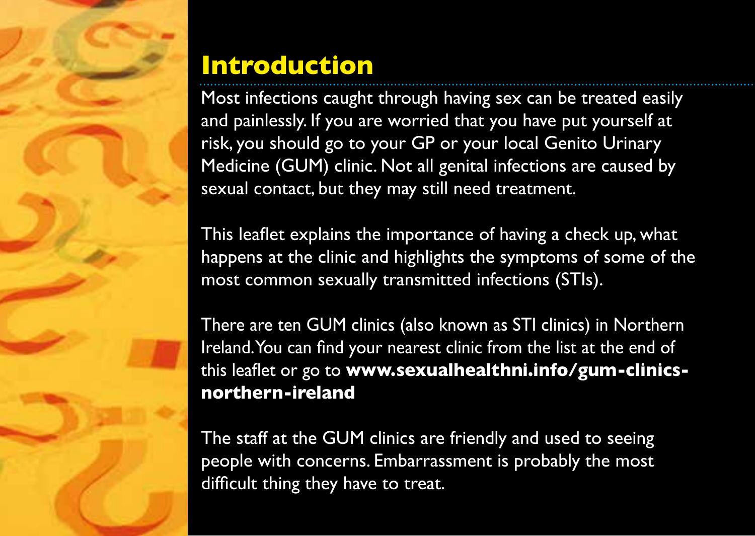## Introduction

Most infections caught through having sex can be treated easily and painlessly. If you are worried that you have put yourself at risk, you should go to your GP or your local Genito Urinary Medicine (GUM) clinic. Not all genital infections are caused by sexual contact, but they may still need treatment.

This leaflet explains the importance of having a check up, what happens at the clinic and highlights the symptoms of some of the most common sexually transmitted infections (STIs).

There are ten GUM clinics (also known as STI clinics) in Northern Ireland. You can find your nearest clinic from the list at the end of this leaflet or go to **www.sexualhealthni.info/gum-clinics-northern-ireland**

The staff at the GUM clinics are friendly and used to seeing people with concerns. Embarrassment is probably the most difficult thing they have to treat.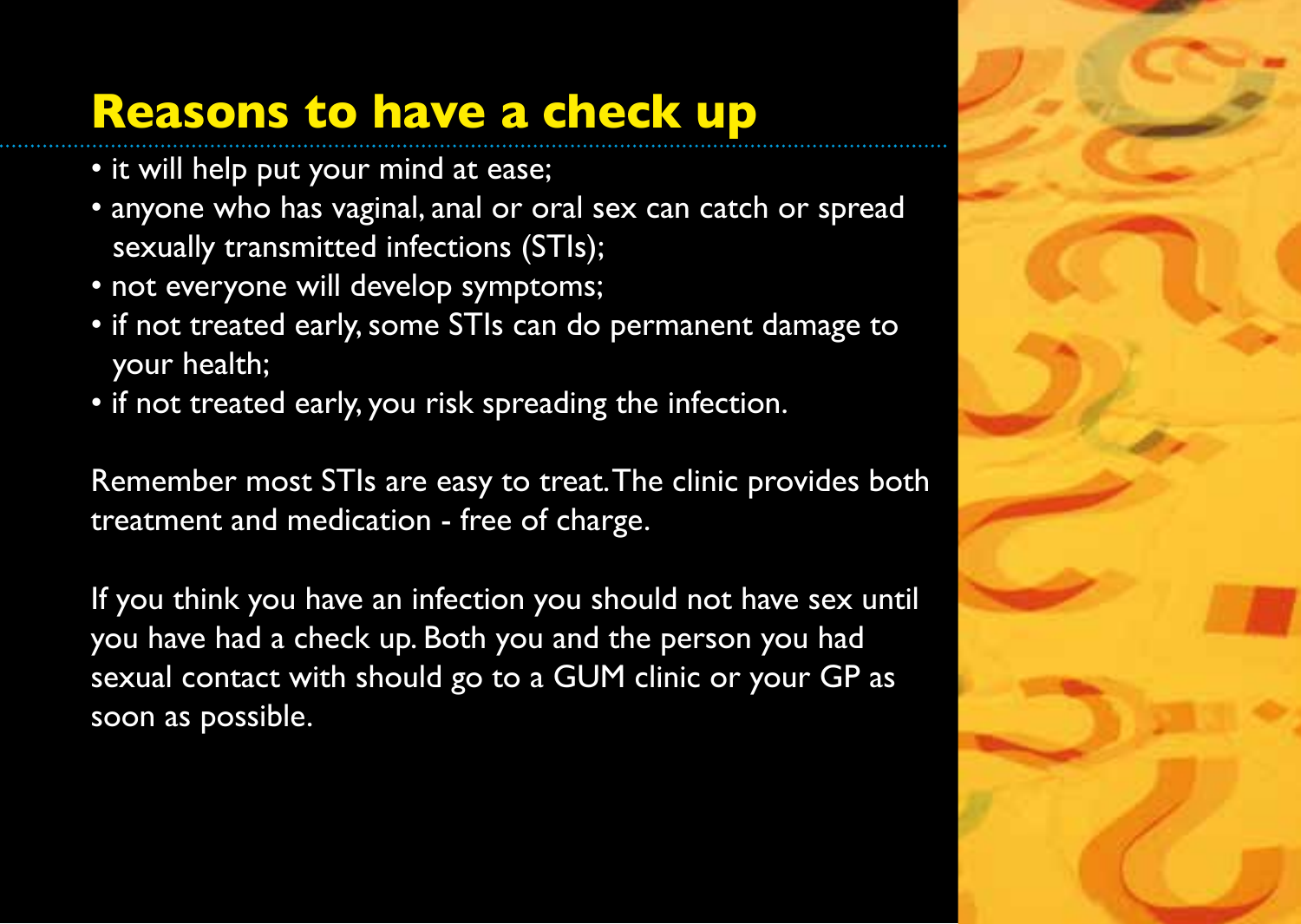## Reasons to have a check up

- it will help put your mind at ease;
- anyone who has vaginal, anal or oral sex can catch or spread sexually transmitted infections (STIs);
- not everyone will develop symptoms;
- if not treated early, some STIs can do permanent damage to your health;
- if not treated early, you risk spreading the infection.

Remember most STIs are easy to treat. The clinic provides both treatment and medication - free of charge.

If you think you have an infection you should not have sex until you have had a check up. Both you and the person you had sexual contact with should go to a GUM clinic or your GP as soon as possible.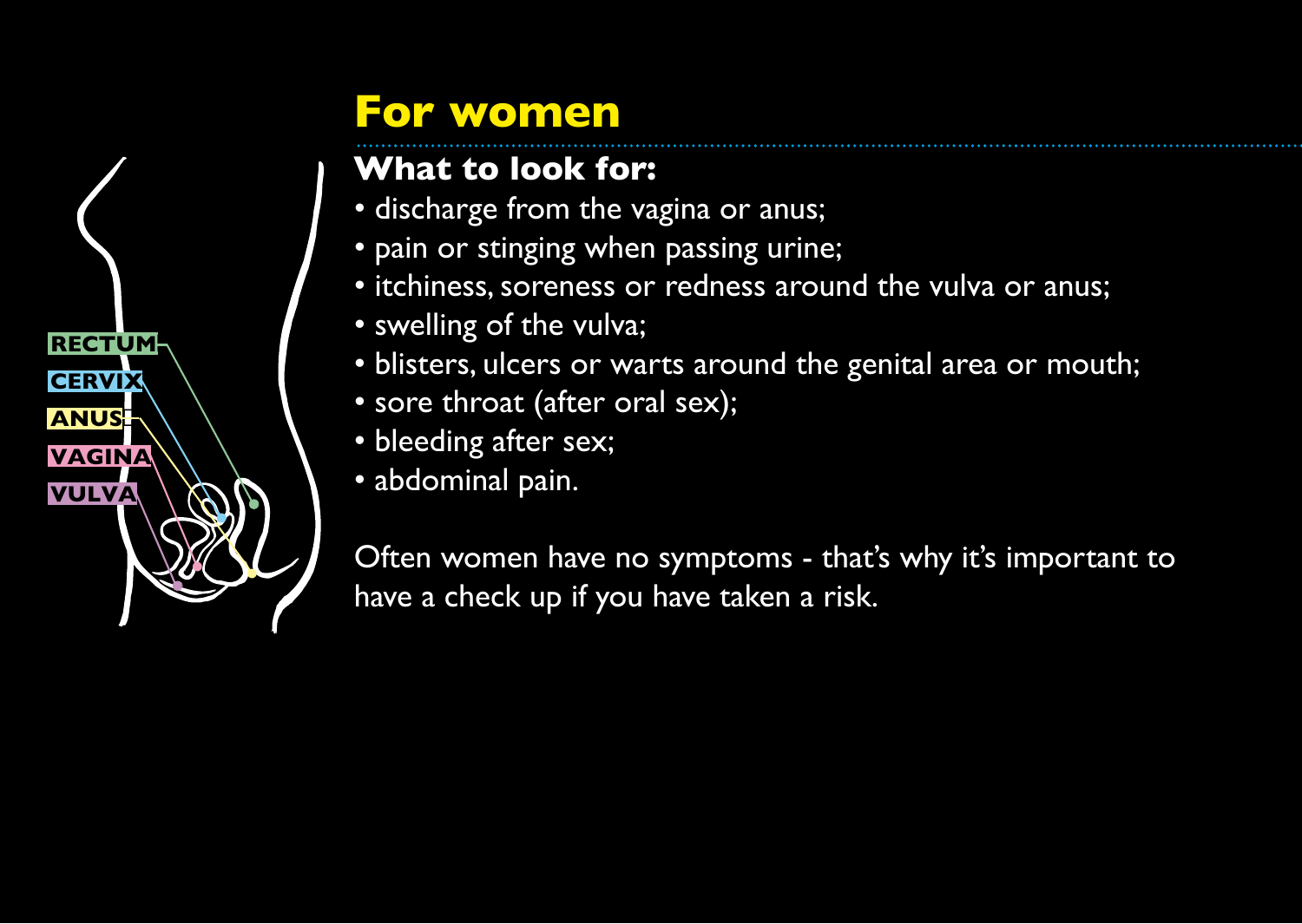# For women

### What to look for:

- discharge from the vagina or anus;
- pain or stinging when passing urine;
- itchiness, soreness or redness around the vulva or anus;
- swelling of the vulva;
- blisters, ulcers or warts around the genital area or mouth;
- sore throat (after oral sex);
- bleeding after sex;
- abdominal pain.

Often women have no symptoms - that's why it's important to have a check up if you have taken a risk.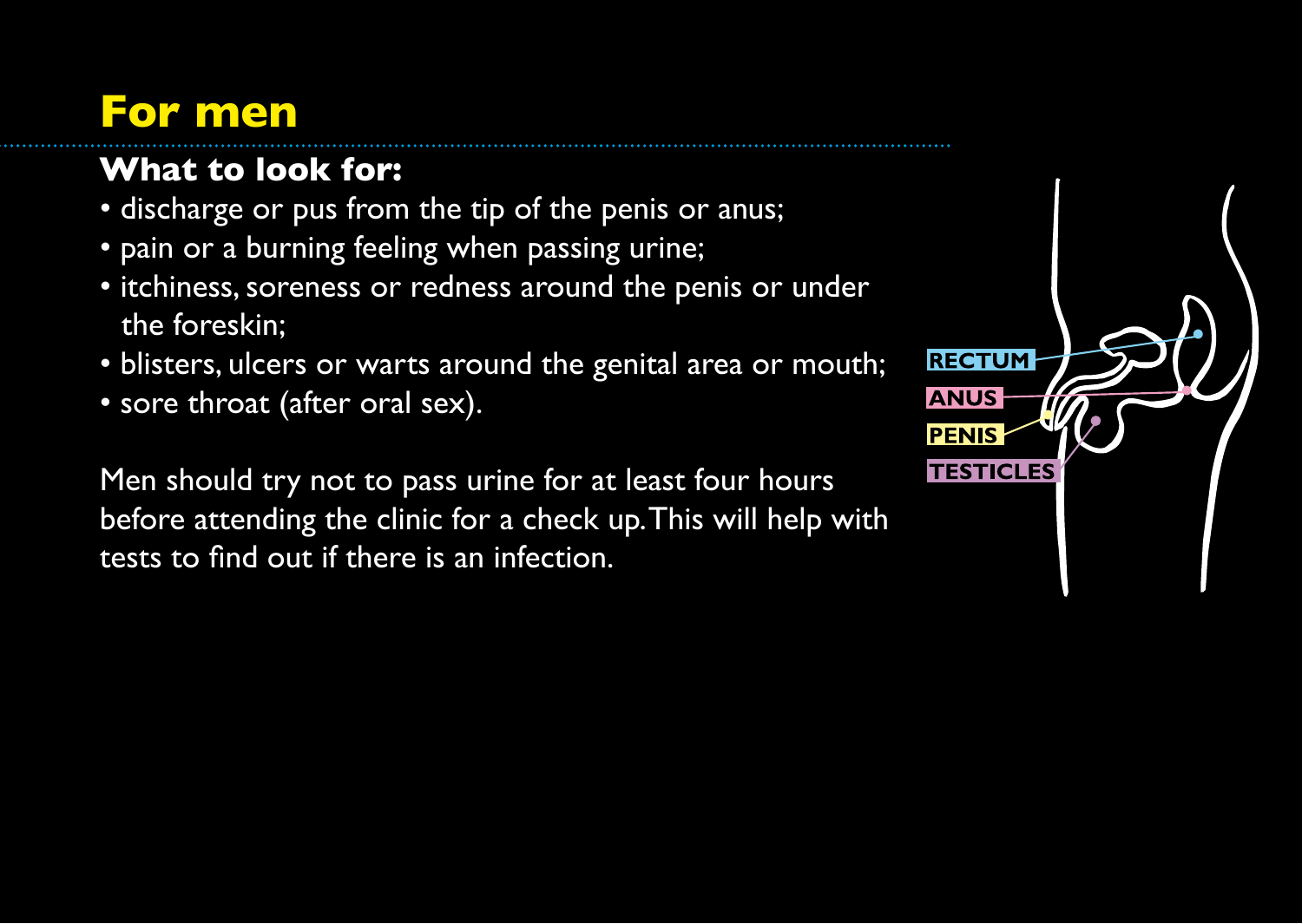# For men

## What to look for:

- discharge or pus from the tip of the penis or anus;
- pain or a burning feeling when passing urine;
- itchiness, soreness or redness around the penis or under the foreskin;
- blisters, ulcers or warts around the genital area or mouth;
- sore throat (after oral sex).

Men should try not to pass urine for at least four hours before attending the clinic for a check up. This will help with tests to find out if there is an infection.

RECTUM
ANUS
PENIS
TESTICLES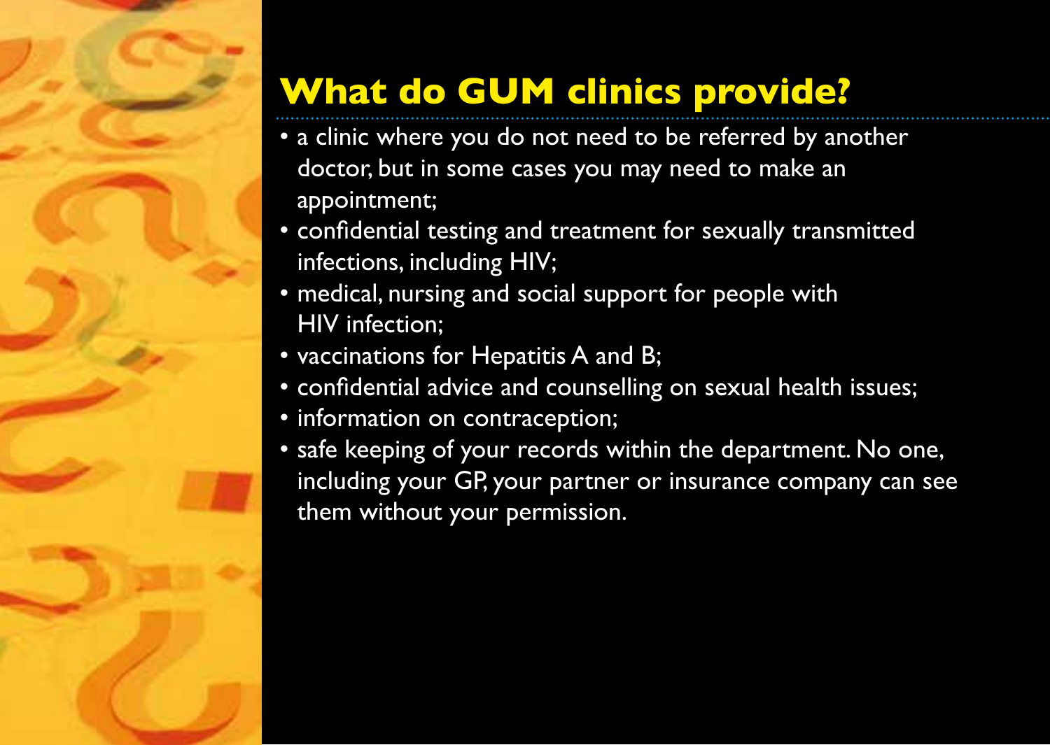## What do GUM clinics provide?

- a clinic where you do not need to be referred by another doctor, but in some cases you may need to make an appointment;
- confidential testing and treatment for sexually transmitted infections, including HIV;
- medical, nursing and social support for people with HIV infection;
- vaccinations for Hepatitis A and B;
- confidential advice and counselling on sexual health issues;
- information on contraception;
- safe keeping of your records within the department. No one, including your GP, your partner or insurance company can see them without your permission.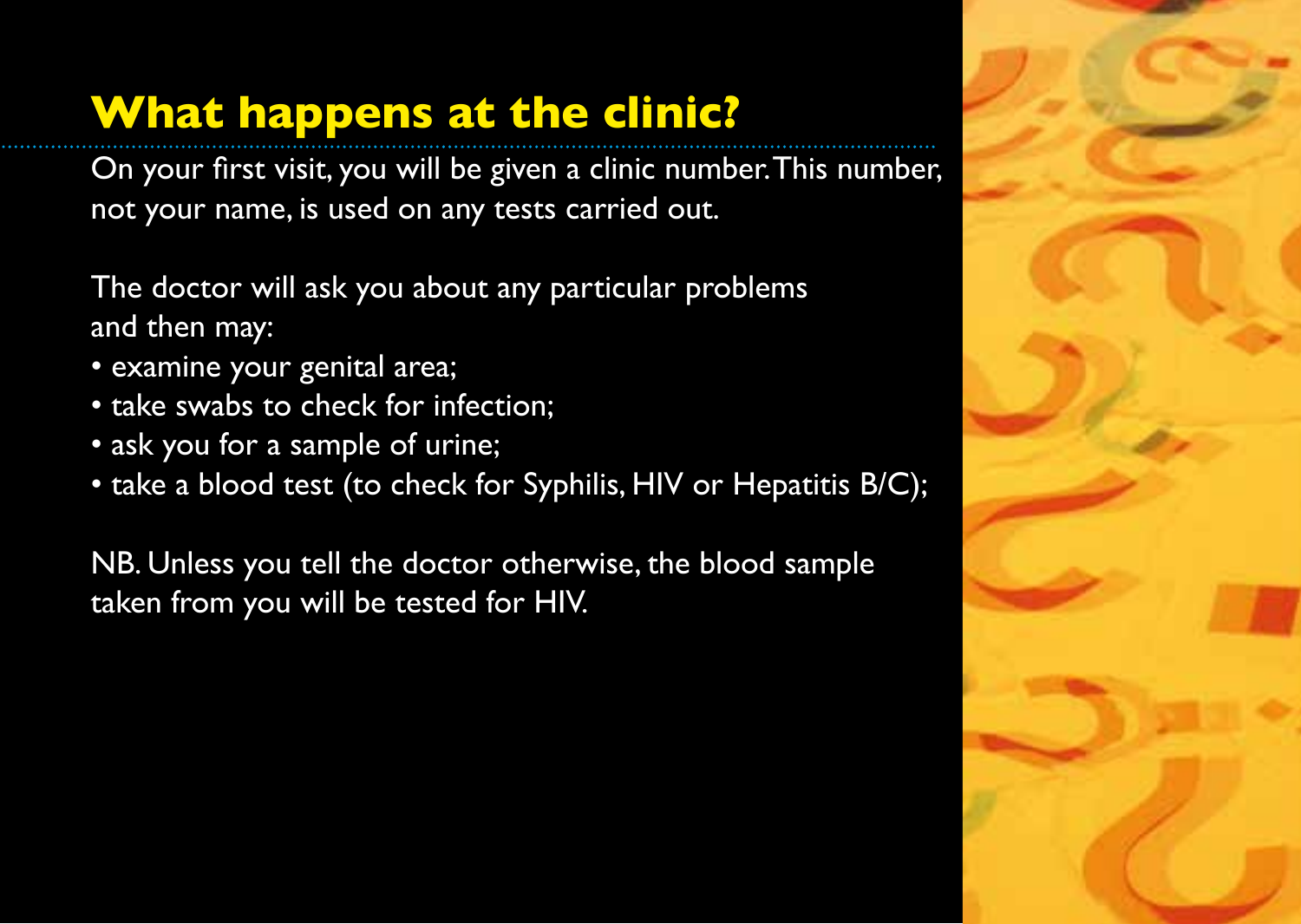## What happens at the clinic?

On your first visit, you will be given a clinic number. This number, not your name, is used on any tests carried out.

The doctor will ask you about any particular problems and then may:

- examine your genital area;
- take swabs to check for infection;
- ask you for a sample of urine;
- take a blood test (to check for Syphilis, HIV or Hepatitis B/C);

NB. Unless you tell the doctor otherwise, the blood sample taken from you will be tested for HIV.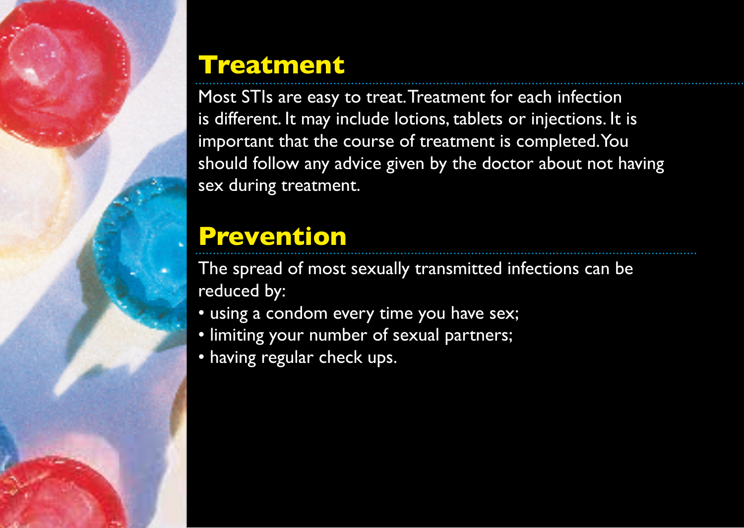## Treatment

Most STIs are easy to treat. Treatment for each infection is different. It may include lotions, tablets or injections. It is important that the course of treatment is completed. You should follow any advice given by the doctor about not having sex during treatment.

## Prevention

The spread of most sexually transmitted infections can be reduced by:

- using a condom every time you have sex;
- limiting your number of sexual partners;
- having regular check ups.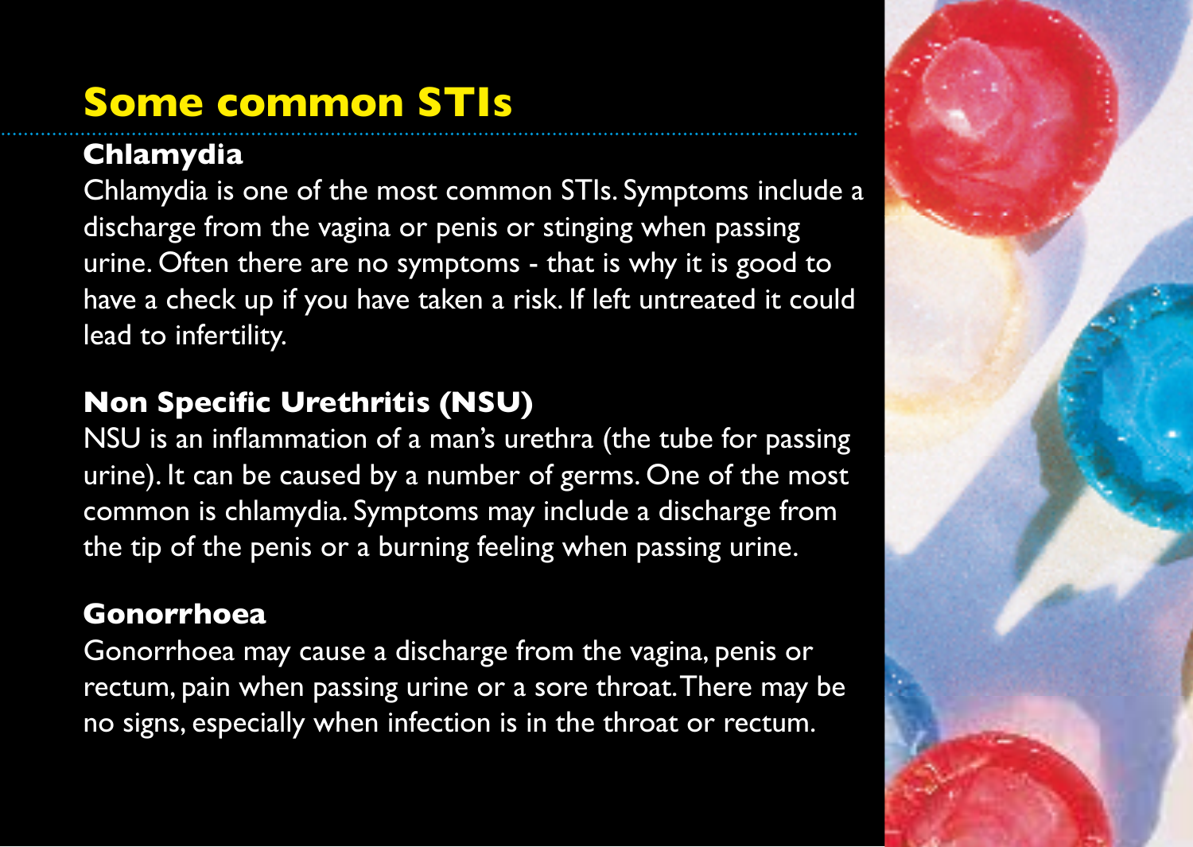## Some common STIs

### Chlamydia

Chlamydia is one of the most common STIs. Symptoms include a discharge from the vagina or penis or stinging when passing urine. Often there are no symptoms - that is why it is good to have a check up if you have taken a risk. If left untreated it could lead to infertility.

### Non Specific Urethritis (NSU)

NSU is an inflammation of a man's urethra (the tube for passing urine). It can be caused by a number of germs. One of the most common is chlamydia. Symptoms may include a discharge from the tip of the penis or a burning feeling when passing urine.

### Gonorrhoea

Gonorrhoea may cause a discharge from the vagina, penis or rectum, pain when passing urine or a sore throat. There may be no signs, especially when infection is in the throat or rectum.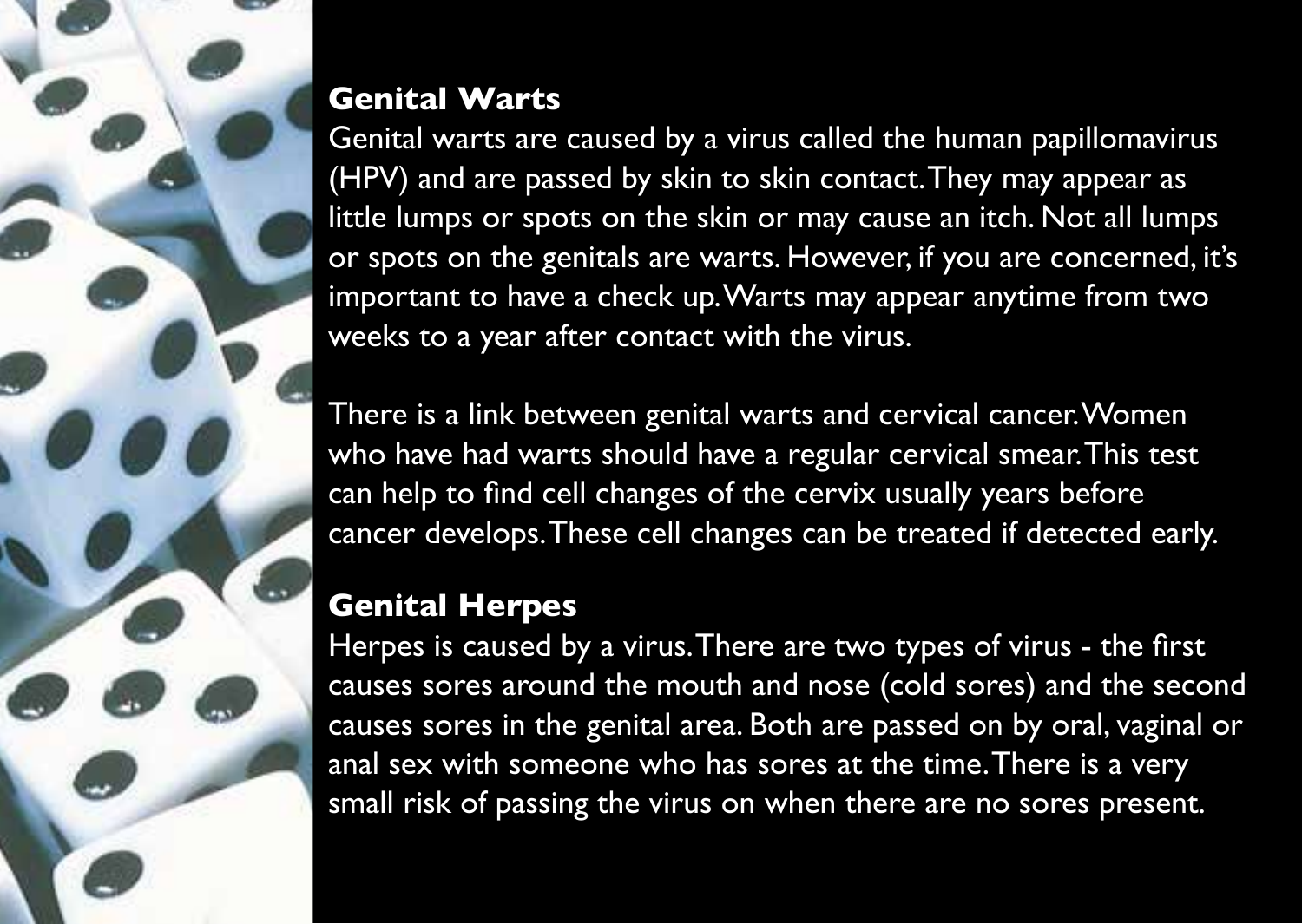## Genital Warts

Genital warts are caused by a virus called the human papillomavirus (HPV) and are passed by skin to skin contact. They may appear as little lumps or spots on the skin or may cause an itch. Not all lumps or spots on the genitals are warts. However, if you are concerned, it's important to have a check up. Warts may appear anytime from two weeks to a year after contact with the virus.

There is a link between genital warts and cervical cancer. Women who have had warts should have a regular cervical smear. This test can help to find cell changes of the cervix usually years before cancer develops. These cell changes can be treated if detected early.

## Genital Herpes

Herpes is caused by a virus. There are two types of virus - the first causes sores around the mouth and nose (cold sores) and the second causes sores in the genital area. Both are passed on by oral, vaginal or anal sex with someone who has sores at the time. There is a very small risk of passing the virus on when there are no sores present.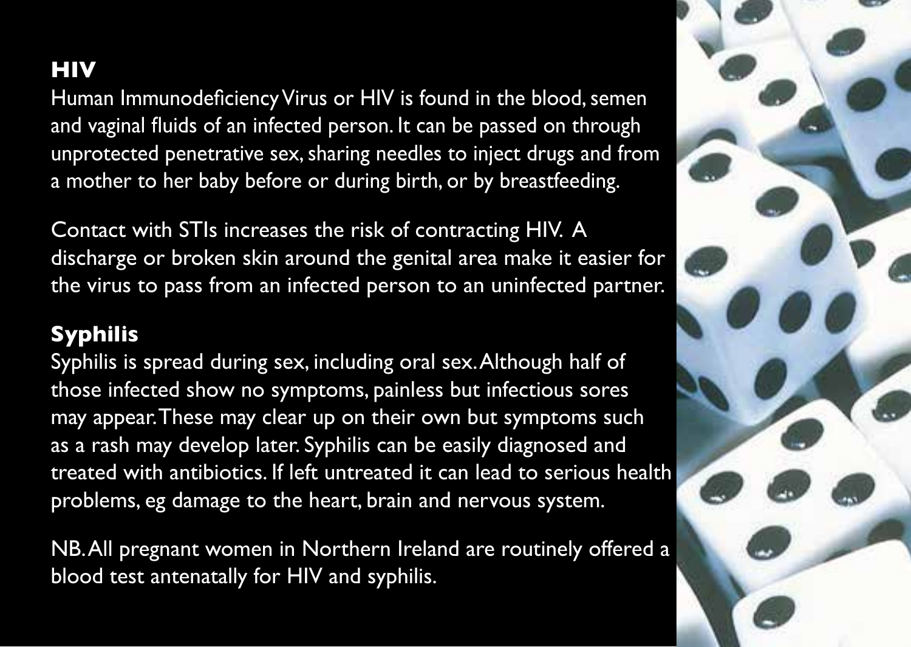## HIV

Human Immunodeficiency Virus or HIV is found in the blood, semen and vaginal fluids of an infected person. It can be passed on through unprotected penetrative sex, sharing needles to inject drugs and from a mother to her baby before or during birth, or by breastfeeding.

Contact with STIs increases the risk of contracting HIV. A discharge or broken skin around the genital area make it easier for the virus to pass from an infected person to an uninfected partner.

## Syphilis

Syphilis is spread during sex, including oral sex. Although half of those infected show no symptoms, painless but infectious sores may appear. These may clear up on their own but symptoms such as a rash may develop later. Syphilis can be easily diagnosed and treated with antibiotics. If left untreated it can lead to serious health problems, eg damage to the heart, brain and nervous system.

NB. All pregnant women in Northern Ireland are routinely offered a blood test antenatally for HIV and syphilis.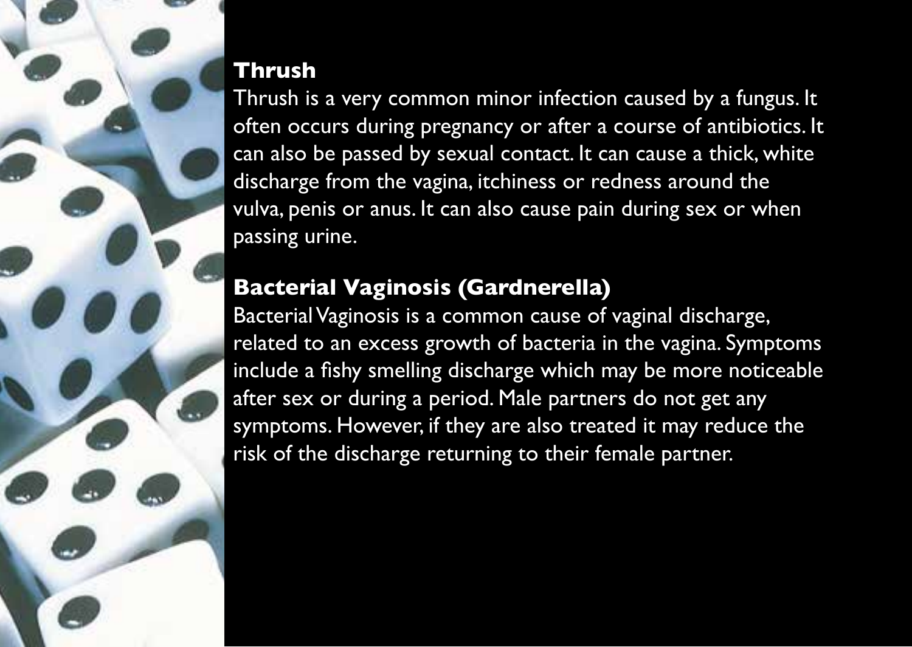## Thrush

Thrush is a very common minor infection caused by a fungus. It often occurs during pregnancy or after a course of antibiotics. It can also be passed by sexual contact. It can cause a thick, white discharge from the vagina, itchiness or redness around the vulva, penis or anus. It can also cause pain during sex or when passing urine.

## Bacterial Vaginosis (Gardnerella)

Bacterial Vaginosis is a common cause of vaginal discharge, related to an excess growth of bacteria in the vagina. Symptoms include a fishy smelling discharge which may be more noticeable after sex or during a period. Male partners do not get any symptoms. However, if they are also treated it may reduce the risk of the discharge returning to their female partner.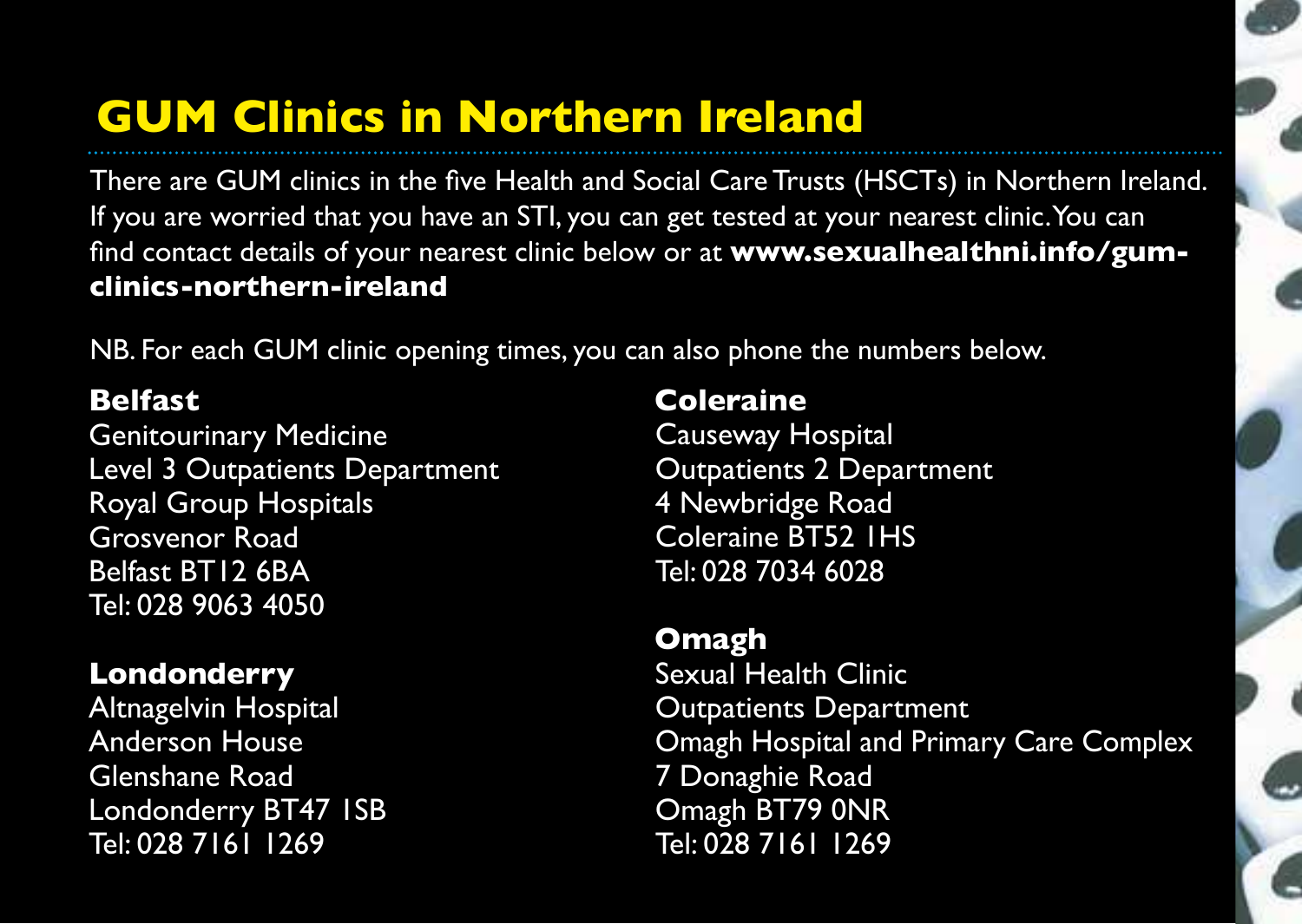# GUM Clinics in Northern Ireland

There are GUM clinics in the five Health and Social Care Trusts (HSCTs) in Northern Ireland. If you are worried that you have an STI, you can get tested at your nearest clinic. You can find contact details of your nearest clinic below or at **www.sexualhealthni.info/gum-clinics-northern-ireland**

NB. For each GUM clinic opening times, you can also phone the numbers below.

**Belfast**
Genitourinary Medicine
Level 3 Outpatients Department
Royal Group Hospitals
Grosvenor Road
Belfast BT12 6BA
Tel: 028 9063 4050

**Londonderry**
Altnagelvin Hospital
Anderson House
Glenshane Road
Londonderry BT47 1SB
Tel: 028 7161 1269

**Coleraine**
Causeway Hospital
Outpatients 2 Department
4 Newbridge Road
Coleraine BT52 1HS
Tel: 028 7034 6028

**Omagh**
Sexual Health Clinic
Outpatients Department
Omagh Hospital and Primary Care Complex
7 Donaghie Road
Omagh BT79 0NR
Tel: 028 7161 1269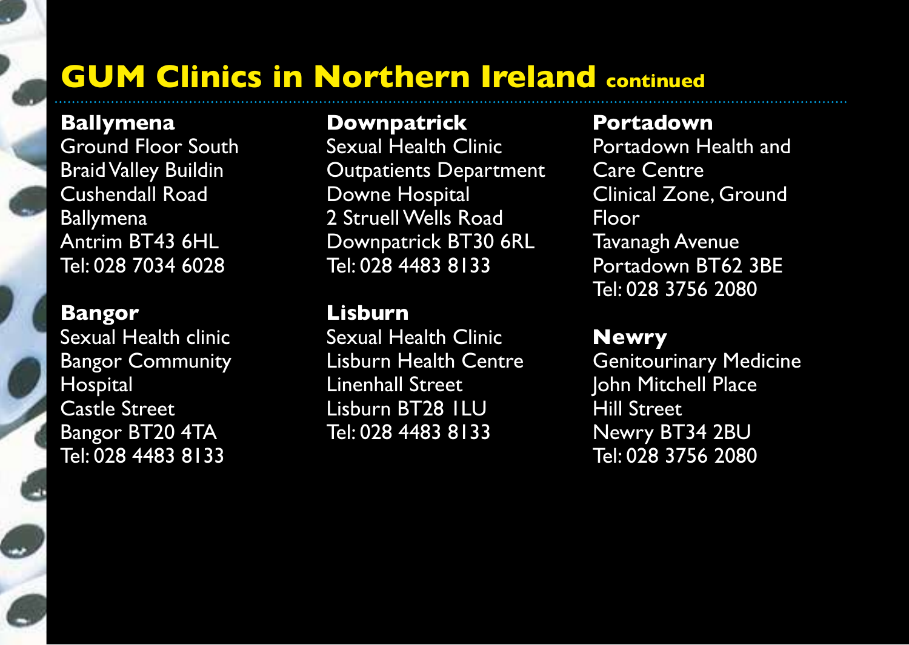# GUM Clinics in Northern Ireland continued

**Ballymena**
Ground Floor South
Braid Valley Buildin
Cushendall Road
Ballymena
Antrim BT43 6HL
Tel: 028 7034 6028

**Bangor**
Sexual Health clinic
Bangor Community Hospital
Castle Street
Bangor BT20 4TA
Tel: 028 4483 8133

**Downpatrick**
Sexual Health Clinic
Outpatients Department
Downe Hospital
2 Struell Wells Road
Downpatrick BT30 6RL
Tel: 028 4483 8133

**Lisburn**
Sexual Health Clinic
Lisburn Health Centre
Linenhall Street
Lisburn BT28 1LU
Tel: 028 4483 8133

**Portadown**
Portadown Health and Care Centre
Clinical Zone, Ground Floor
Tavanagh Avenue
Portadown BT62 3BE
Tel: 028 3756 2080

**Newry**
Genitourinary Medicine
John Mitchell Place
Hill Street
Newry BT34 2BU
Tel: 028 3756 2080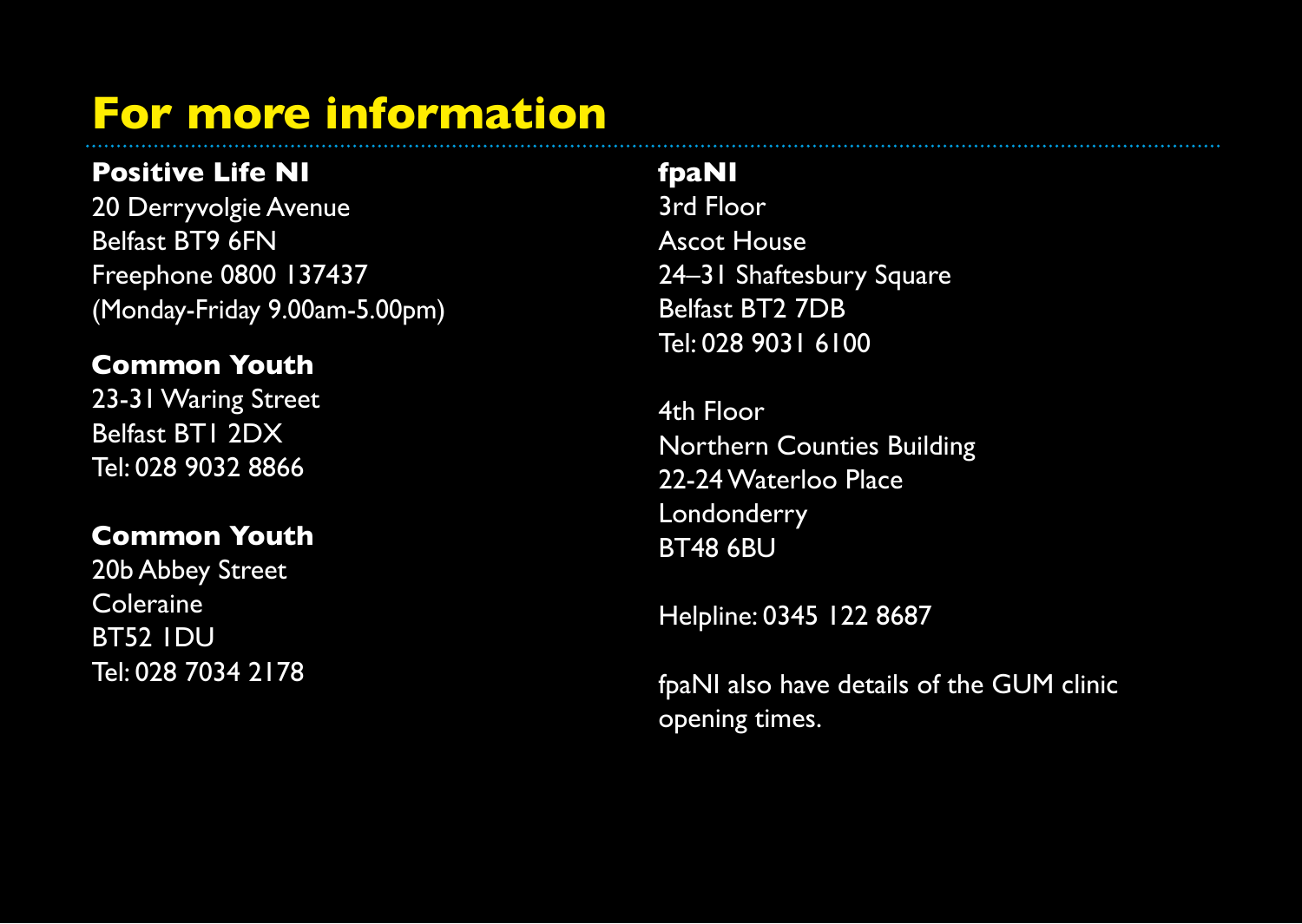# For more information

**Positive Life NI**
20 Derryvolgie Avenue
Belfast BT9 6FN
Freephone 0800 137437
(Monday-Friday 9.00am-5.00pm)

**Common Youth**
23-31 Waring Street
Belfast BT1 2DX
Tel: 028 9032 8866

**Common Youth**
20b Abbey Street
Coleraine
BT52 1DU
Tel: 028 7034 2178

**fpaNI**
3rd Floor
Ascot House
24–31 Shaftesbury Square
Belfast BT2 7DB
Tel: 028 9031 6100

4th Floor
Northern Counties Building
22-24 Waterloo Place
Londonderry
BT48 6BU

Helpline: 0345 122 8687

fpaNI also have details of the GUM clinic opening times.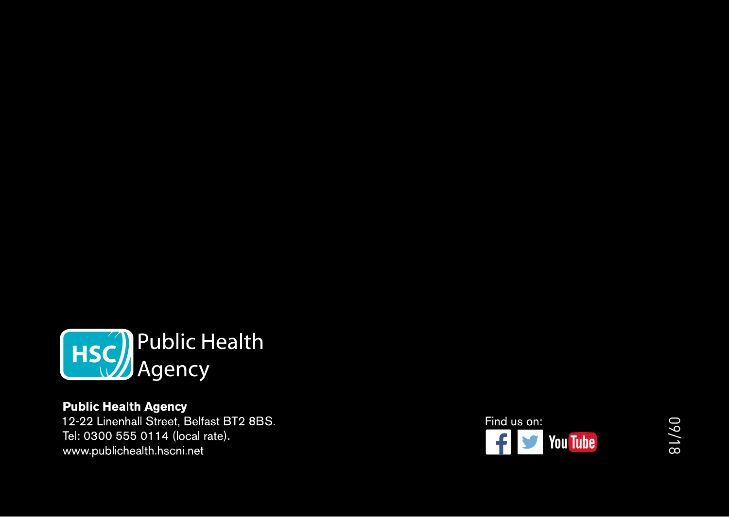HSC Public Health Agency

**Public Health Agency**
12-22 Linenhall Street, Belfast BT2 8BS.
Tel: 0300 555 0114 (local rate).
www.publichealth.hscni.net

Find us on:

09/18